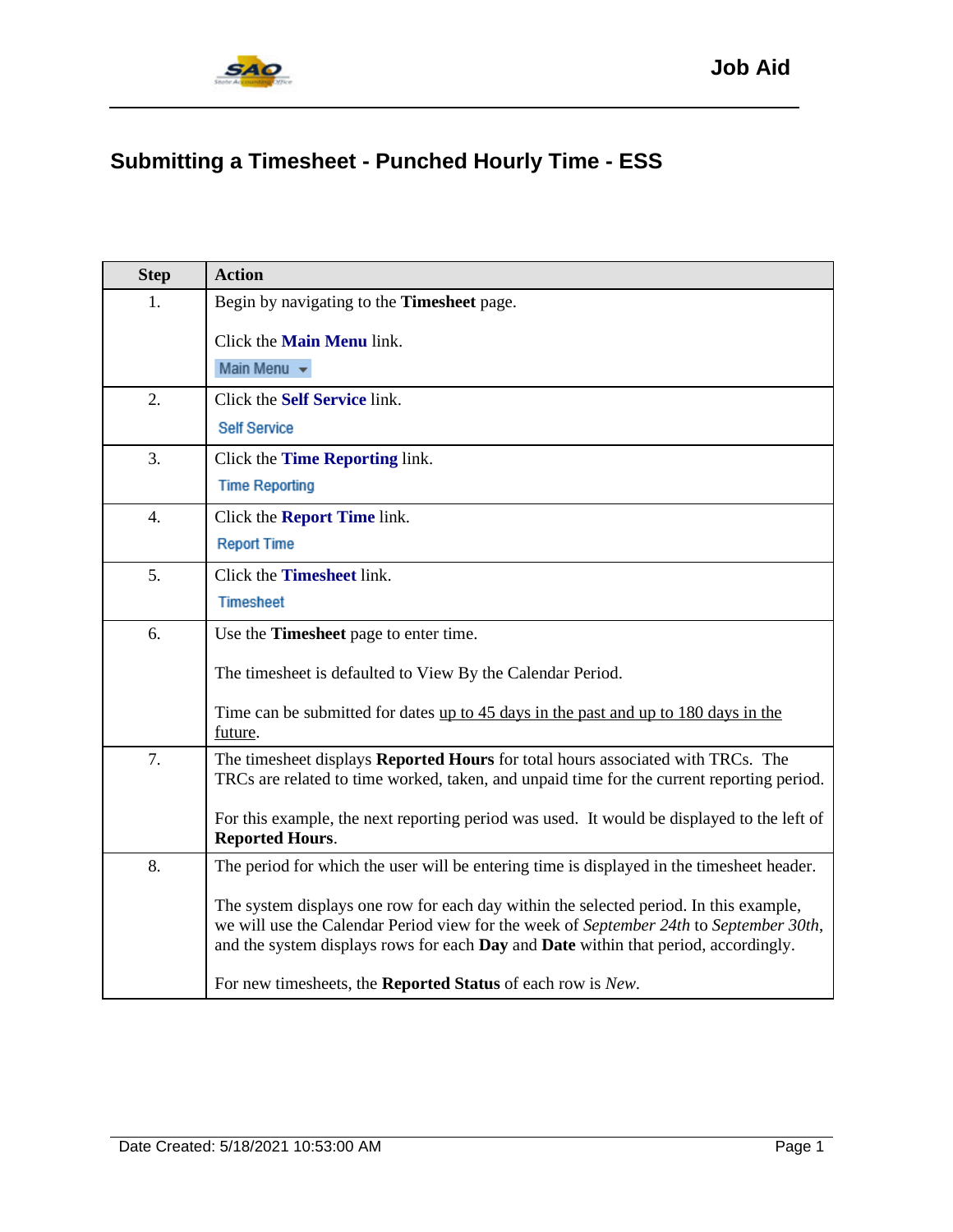# Submitting a Timesheet - Punched Hourly Time - ESS

| Step | Action |
|---|---|
| 1. | Begin by navigating to the **Timesheet** page.<br><br>Click the **Main Menu** link.<br><br>Main Menu |
| 2. | Click the **Self Service** link.<br><br>Self Service |
| 3. | Click the **Time Reporting** link.<br><br>Time Reporting |
| 4. | Click the **Report Time** link.<br><br>Report Time |
| 5. | Click the **Timesheet** link.<br><br>Timesheet |
| 6. | Use the **Timesheet** page to enter time.<br><br>The timesheet is defaulted to View By the Calendar Period.<br><br>Time can be submitted for dates <u>up to 45 days in the past and up to 180 days in the future</u>. |
| 7. | The timesheet displays **Reported Hours** for total hours associated with TRCs. The TRCs are related to time worked, taken, and unpaid time for the current reporting period.<br><br>For this example, the next reporting period was used. It would be displayed to the left of **Reported Hours**. |
| 8. | The period for which the user will be entering time is displayed in the timesheet header.<br><br>The system displays one row for each day within the selected period. In this example, we will use the Calendar Period view for the week of *September 24th* to *September 30th*, and the system displays rows for each **Day** and **Date** within that period, accordingly.<br><br>For new timesheets, the **Reported Status** of each row is *New*. |

Date Created: 5/18/2021 10:53:00 AM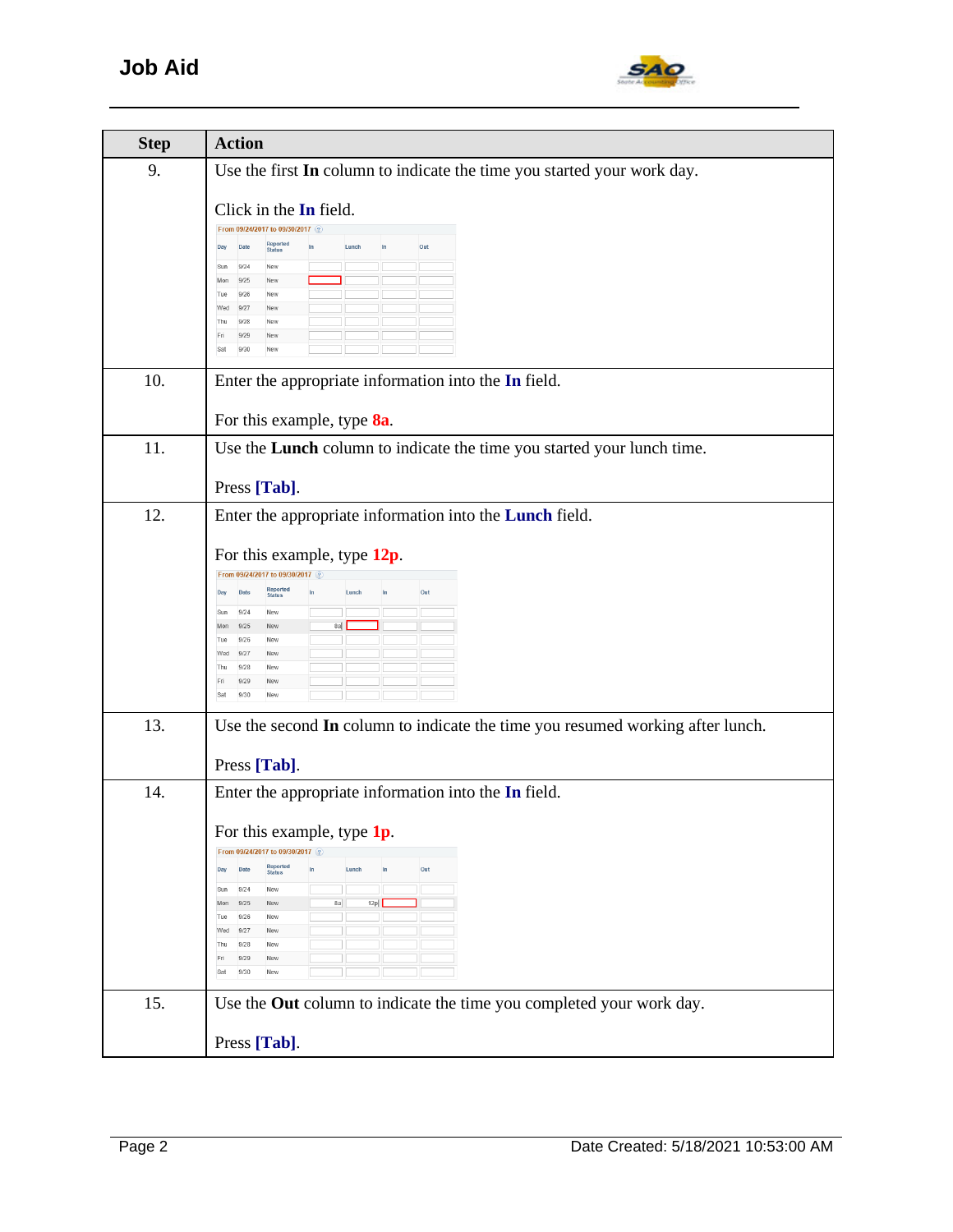| Step | Action |
| --- | --- |
| 9. | Use the first **In** column to indicate the time you started your work day.<br><br>Click in the **In** field. |
| 10. | Enter the appropriate information into the **In** field.<br><br>For this example, type **8a**. |
| 11. | Use the **Lunch** column to indicate the time you started your lunch time.<br><br>Press **[Tab]**. |
| 12. | Enter the appropriate information into the **Lunch** field.<br><br>For this example, type **12p**. |
| 13. | Use the second **In** column to indicate the time you resumed working after lunch.<br><br>Press **[Tab]**. |
| 14. | Enter the appropriate information into the **In** field.<br><br>For this example, type **1p**. |
| 15. | Use the **Out** column to indicate the time you completed your work day.<br><br>Press **[Tab]**. |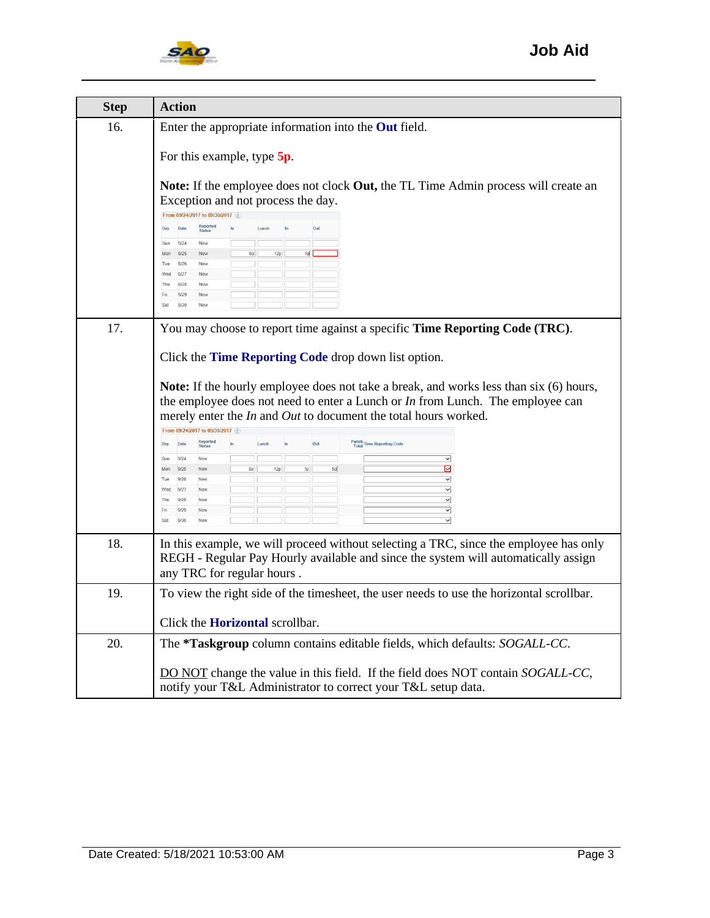| Step | Action |
| --- | --- |
| 16. | Enter the appropriate information into the **Out** field.<br><br>For this example, type **5p**.<br><br>**Note:** If the employee does not clock **Out,** the TL Time Admin process will create an Exception and not process the day. |
| 17. | You may choose to report time against a specific **Time Reporting Code (TRC)**.<br><br>Click the **Time Reporting Code** drop down list option.<br><br>**Note:** If the hourly employee does not take a break, and works less than six (6) hours, the employee does not need to enter a Lunch or *In* from Lunch. The employee can merely enter the *In* and *Out* to document the total hours worked. |
| 18. | In this example, we will proceed without selecting a TRC, since the employee has only REGH - Regular Pay Hourly available and since the system will automatically assign any TRC for regular hours . |
| 19. | To view the right side of the timesheet, the user needs to use the horizontal scrollbar.<br><br>Click the **Horizontal** scrollbar. |
| 20. | The ***Taskgroup** column contains editable fields, which defaults: *SOGALL-CC*.<br><br>DO NOT change the value in this field. If the field does NOT contain *SOGALL-CC*, notify your T&L Administrator to correct your T&L setup data. |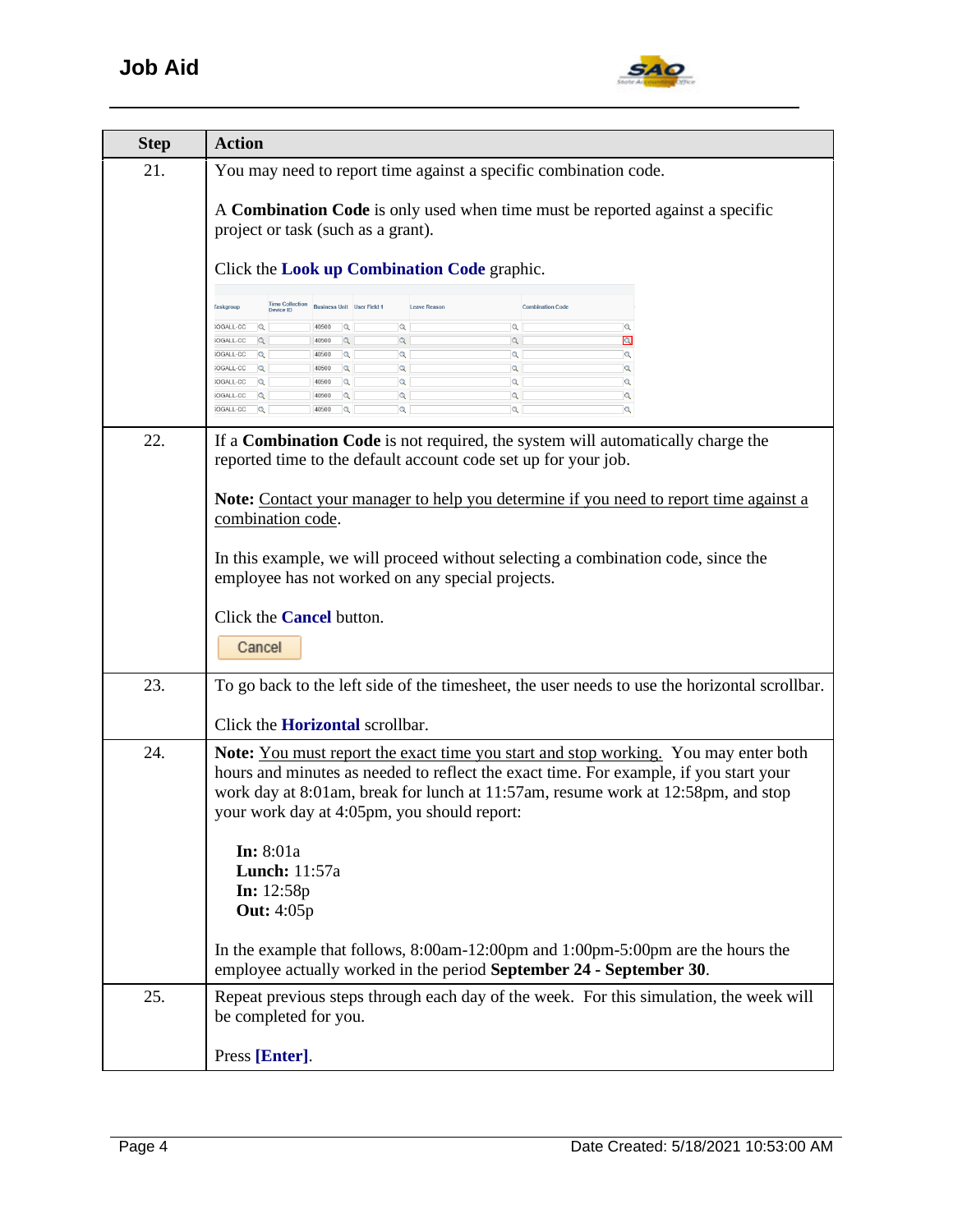| Step | Action |
|---|---|
| 21. | You may need to report time against a specific combination code.<br><br>A **Combination Code** is only used when time must be reported against a specific project or task (such as a grant).<br><br>Click the **Look up Combination Code** graphic. |
| 22. | If a **Combination Code** is not required, the system will automatically charge the reported time to the default account code set up for your job.<br><br>**Note:** Contact your manager to help you determine if you need to report time against a combination code.<br><br>In this example, we will proceed without selecting a combination code, since the employee has not worked on any special projects.<br><br>Click the **Cancel** button. |
| 23. | To go back to the left side of the timesheet, the user needs to use the horizontal scrollbar.<br><br>Click the **Horizontal** scrollbar. |
| 24. | **Note:** You must report the exact time you start and stop working. You may enter both hours and minutes as needed to reflect the exact time. For example, if you start your work day at 8:01am, break for lunch at 11:57am, resume work at 12:58pm, and stop your work day at 4:05pm, you should report:<br><br>**In:** 8:01a<br>**Lunch:** 11:57a<br>**In:** 12:58p<br>**Out:** 4:05p<br><br>In the example that follows, 8:00am-12:00pm and 1:00pm-5:00pm are the hours the employee actually worked in the period **September 24 - September 30**. |
| 25. | Repeat previous steps through each day of the week. For this simulation, the week will be completed for you.<br><br>Press **[Enter]**. |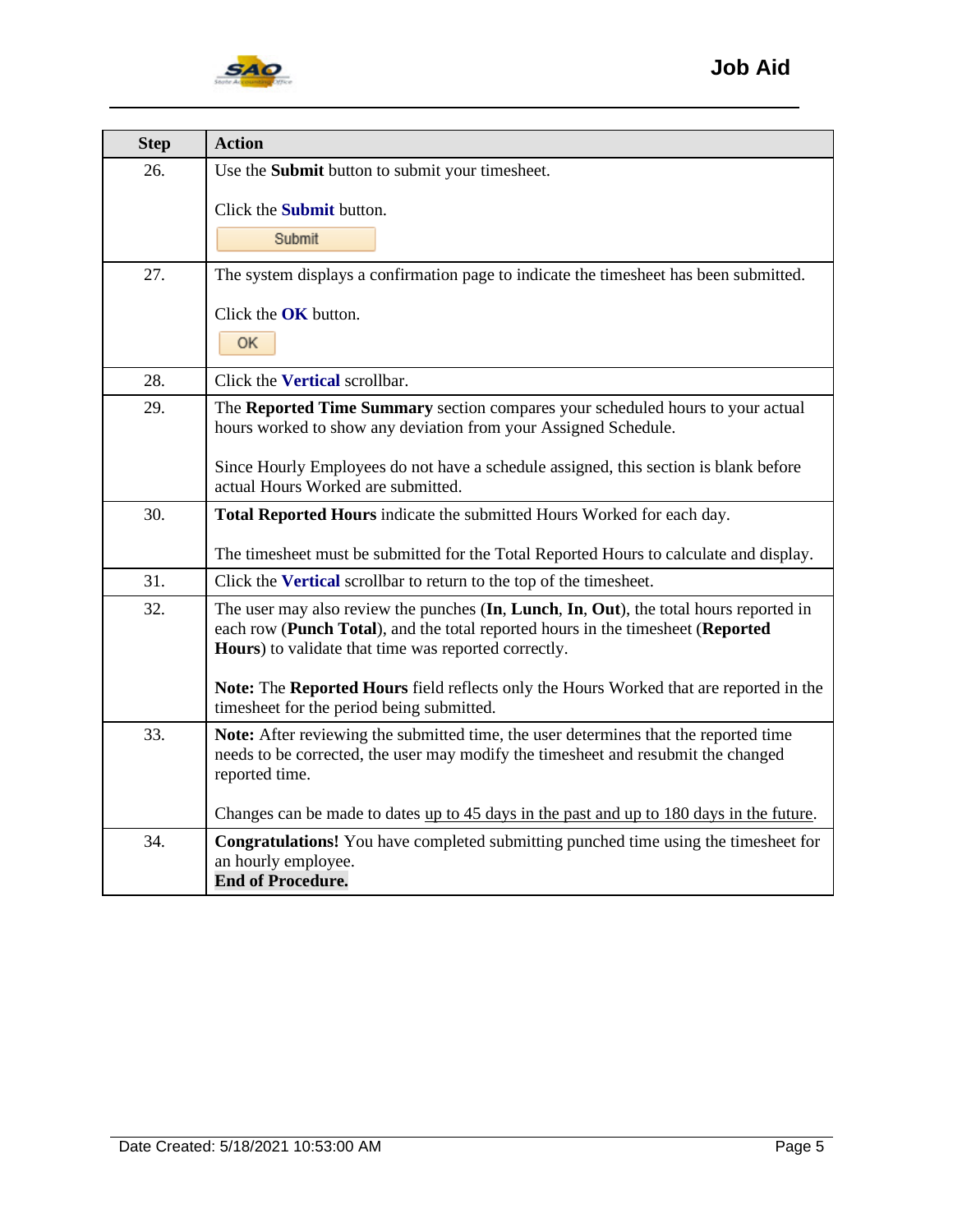| Step | Action |
| --- | --- |
| 26. | Use the **Submit** button to submit your timesheet.<br><br>Click the **Submit** button.<br>Submit |
| 27. | The system displays a confirmation page to indicate the timesheet has been submitted.<br><br>Click the **OK** button.<br>OK |
| 28. | Click the **Vertical** scrollbar. |
| 29. | The **Reported Time Summary** section compares your scheduled hours to your actual hours worked to show any deviation from your Assigned Schedule.<br><br>Since Hourly Employees do not have a schedule assigned, this section is blank before actual Hours Worked are submitted. |
| 30. | **Total Reported Hours** indicate the submitted Hours Worked for each day.<br><br>The timesheet must be submitted for the Total Reported Hours to calculate and display. |
| 31. | Click the **Vertical** scrollbar to return to the top of the timesheet. |
| 32. | The user may also review the punches (**In**, **Lunch**, **In**, **Out**), the total hours reported in each row (**Punch Total**), and the total reported hours in the timesheet (**Reported Hours**) to validate that time was reported correctly.<br><br>**Note:** The **Reported Hours** field reflects only the Hours Worked that are reported in the timesheet for the period being submitted. |
| 33. | **Note:** After reviewing the submitted time, the user determines that the reported time needs to be corrected, the user may modify the timesheet and resubmit the changed reported time.<br><br>Changes can be made to dates up to 45 days in the past and up to 180 days in the future. |
| 34. | **Congratulations!** You have completed submitting punched time using the timesheet for an hourly employee.<br>**End of Procedure.** |